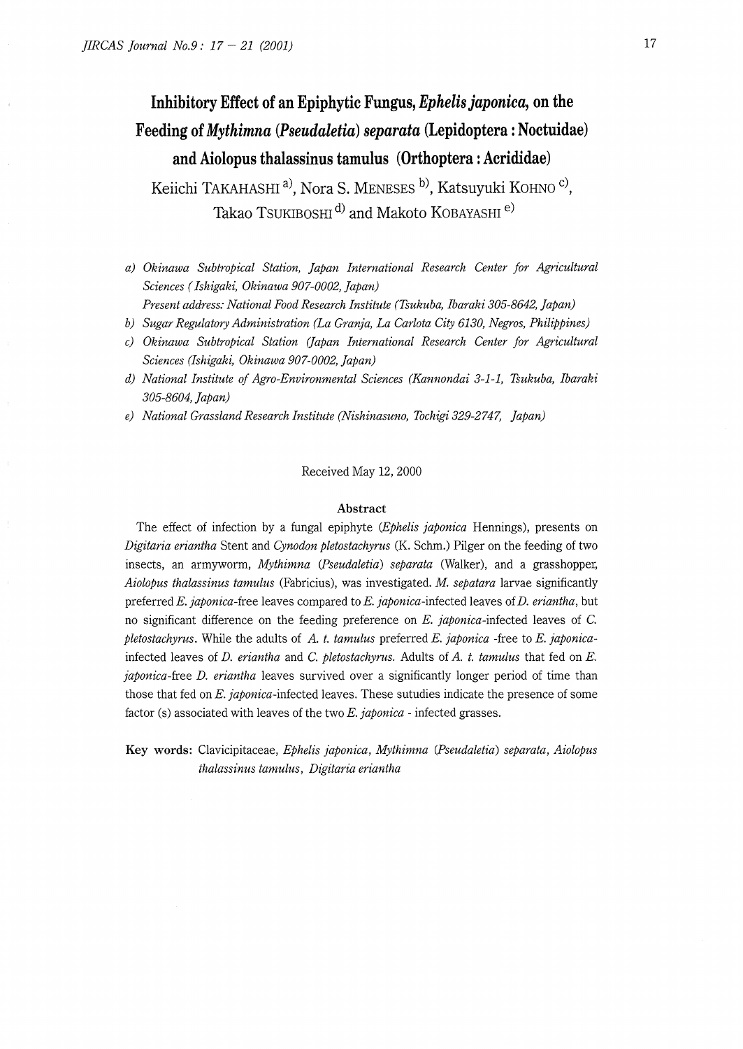# Inhibitory Effect of an Epiphytic Fungus, *Ephelis japonica*, on the Feeding of *Mythimna (Pseudaletia) separata* (Lepidoptera : Noctuidae) and Aiolopus thalassinus tamulus (Orthoptera : Acrididae)

Keiichi TAKAHASHI [a], Nora S. MENESES [b], Katsuyuki KOHNO [c], Takao TSUKIBOSHI [d] and Makoto KOBAYASHI [e]

*a) Okinawa Subtropical Station, Japan International Research Center for Agricultural Sciences ( Ishigaki, Okinawa 907-0002, Japan)*
*Present address: National Food Research Institute (Tsukuba, Ibaraki 305-8642, Japan)*

*b) Sugar Regulatory Administration (La Granja, La Carlota City 6130, Negros, Philippines)*

*c) Okinawa Subtropical Station (Japan International Research Center for Agricultural Sciences (Ishigaki, Okinawa 907-0002, Japan)*

*d) National Institute of Agro-Environmental Sciences (Kannondai 3-1-1, Tsukuba, Ibaraki 305-8604, Japan)*

*e) National Grassland Research Institute (Nishinasuno, Tochigi 329-2747, Japan)*

Received May 12, 2000

## Abstract

The effect of infection by a fungal epiphyte (*Ephelis japonica* Hennings), presents on *Digitaria eriantha* Stent and *Cynodon pletostachyrus* (K. Schm.) Pilger on the feeding of two insects, an armyworm, *Mythimna (Pseudaletia) separata* (Walker), and a grasshopper, *Aiolopus thalassinus tamulus* (Fabricius), was investigated. *M. sepatara* larvae significantly preferred *E. japonica*-free leaves compared to *E. japonica*-infected leaves of *D. eriantha*, but no significant difference on the feeding preference on *E. japonica*-infected leaves of *C. pletostachyrus*. While the adults of *A. t. tamulus* preferred *E. japonica* -free to *E. japonica*-infected leaves of *D. eriantha* and *C. pletostachyrus*. Adults of *A. t. tamulus* that fed on *E. japonica*-free *D. eriantha* leaves survived over a significantly longer period of time than those that fed on *E. japonica*-infected leaves. These sutudies indicate the presence of some factor (s) associated with leaves of the two *E. japonica* - infected grasses.

**Key words:** Clavicipitaceae, *Ephelis japonica*, *Mythimna (Pseudaletia) separata*, *Aiolopus thalassinus tamulus*, *Digitaria eriantha*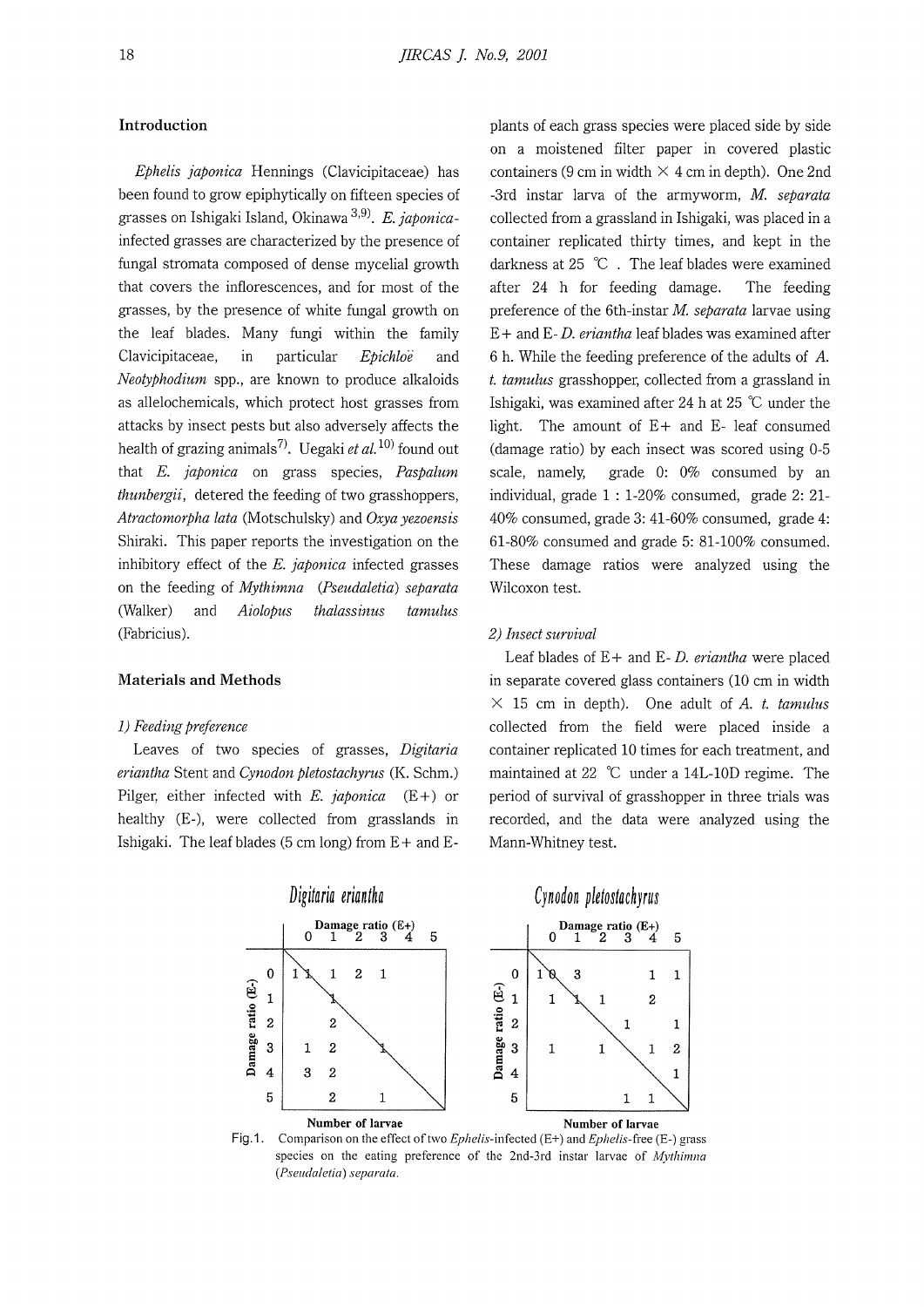## Introduction

*Ephelis japonica* Hennings (Clavicipitaceae) has been found to grow epiphytically on fifteen species of grasses on Ishigaki Island, Okinawa [3,9]. *E. japonica*-infected grasses are characterized by the presence of fungal stromata composed of dense mycelial growth that covers the inflorescences, and for most of the grasses, by the presence of white fungal growth on the leaf blades. Many fungi within the family Clavicipitaceae, in particular *Epichloë* and *Neotyphodium* spp., are known to produce alkaloids as allelochemicals, which protect host grasses from attacks by insect pests but also adversely affects the health of grazing animals[7]. Uegaki *et al.*[10] found out that *E. japonica* on grass species, *Paspalum thunbergii*, detered the feeding of two grasshoppers, *Atractomorpha lata* (Motschulsky) and *Oxya yezoensis* Shiraki. This paper reports the investigation on the inhibitory effect of the *E. japonica* infected grasses on the feeding of *Mythimna (Pseudaletia) separata* (Walker) and *Aiolopus thalassinus tamulus* (Fabricius).

## Materials and Methods

### 1) Feeding preference

Leaves of two species of grasses, *Digitaria eriantha* Stent and *Cynodon pletostachyrus* (K. Schm.) Pilger, either infected with *E. japonica* (E+) or healthy (E-), were collected from grasslands in Ishigaki. The leaf blades (5 cm long) from E+ and E- plants of each grass species were placed side by side on a moistened filter paper in covered plastic containers (9 cm in width × 4 cm in depth). One 2nd-3rd instar larva of the armyworm, *M. separata* collected from a grassland in Ishigaki, was placed in a container replicated thirty times, and kept in the darkness at 25 ℃. The leaf blades were examined after 24 h for feeding damage. The feeding preference of the 6th-instar *M. separata* larvae using E+ and E- *D. eriantha* leaf blades was examined after 6 h. While the feeding preference of the adults of *A. t. tamulus* grasshopper, collected from a grassland in Ishigaki, was examined after 24 h at 25 ℃ under the light. The amount of E+ and E- leaf consumed (damage ratio) by each insect was scored using 0-5 scale, namely, grade 0: 0% consumed by an individual, grade 1: 1-20% consumed, grade 2: 21-40% consumed, grade 3: 41-60% consumed, grade 4: 61-80% consumed and grade 5: 81-100% consumed. These damage ratios were analyzed using the Wilcoxon test.

### 2) Insect survival

Leaf blades of E+ and E- *D. eriantha* were placed in separate covered glass containers (10 cm in width × 15 cm in depth). One adult of *A. t. tamulus* collected from the field were placed inside a container replicated 10 times for each treatment, and maintained at 22 ℃ under a 14L-10D regime. The period of survival of grasshopper in three trials was recorded, and the data were analyzed using the Mann-Whitney test.

**Digitaria eriantha** (Number of larvae)

| Damage ratio (E-) \ Damage ratio (E+) | 0 | 1 | 2 | 3 | 4 | 5 |
|---|---|---|---|---|---|---|
| 0 | 11 | 1 | 2 | 1 | | |
| 1 | | 1 | | | | |
| 2 | | 2 | | | | |
| 3 | 1 | 2 | | 1 | | |
| 4 | 3 | 2 | | | | |
| 5 | | 2 | | 1 | | |

**Cynodon pletostachyrus** (Number of larvae)

| Damage ratio (E-) \ Damage ratio (E+) | 0 | 1 | 2 | 3 | 4 | 5 |
|---|---|---|---|---|---|---|
| 0 | 10 | 3 | | | 1 | 1 |
| 1 | 1 | 1 | 1 | | 2 | |
| 2 | | | | 1 | | 1 |
| 3 | 1 | | 1 | | 1 | 2 |
| 4 | | | | | | 1 |
| 5 | | | | 1 | 1 | |

Fig.1. Comparison on the effect of two *Ephelis*-infected (E+) and *Ephelis*-free (E-) grass species on the eating preference of the 2nd-3rd instar larvae of *Mythimna (Pseudaletia) separata*.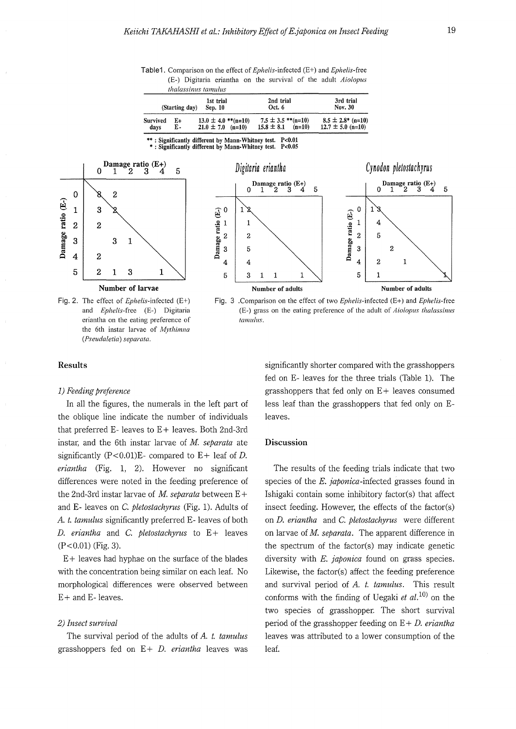Table1. Comparison on the effect of *Ephelis*-infected (E+) and *Ephelis*-free (E-) Digitaria eriantha on the survival of the adult *Aiolopus thalassinus tamulus*

| | | 1st trial | 2nd trial | 3rd trial |
|---|---|---|---|---|
| (Starting day) | | Sep. 10 | Oct. 6 | Nov. 30 |
| Survived days | E+ | 13.0 ± 4.0 **(n=10) | 7.5 ± 3.5 **(n=10) | 8.5 ± 2.8* (n=10) |
| | E- | 21.0 ± 7.0 (n=10) | 15.8 ± 8.1 (n=10) | 12.7 ± 5.0 (n=10) |

** : Significantly different by Mann-Whitney test. P<0.01
* : Significantly different by Mann-Whitney test. P<0.05

Fig. 2. The effect of *Ephelis*-infected (E+) and *Ephelis*-free (E-) Digitaria eriantha on the eating preference of the 6th instar larvae of *Mythimna (Pseudaletia) separata*.

Fig. 3 .Comparison on the effect of two *Ephelis*-infected (E+) and *Ephelis*-free (E-) grass on the eating preference of the adult of *Aiolopus thalassinus tamulus*.

## Results

### 1) Feeding preference

In all the figures, the numerals in the left part of the oblique line indicate the number of individuals that preferred E- leaves to E+ leaves. Both 2nd-3rd instar, and the 6th instar larvae of *M. separata* ate significantly (P<0.01)E- compared to E+ leaf of *D. eriantha* (Fig. 1, 2). However no significant differences were noted in the feeding preference of the 2nd-3rd instar larvae of *M. separata* between E+ and E- leaves on *C. pletostachyrus* (Fig. 1). Adults of *A. t. tamulus* significantly preferred E- leaves of both *D. eriantha* and *C. pletostachyrus* to E+ leaves (P<0.01) (Fig. 3).

E+ leaves had hyphae on the surface of the blades with the concentration being similar on each leaf. No morphological differences were observed between E+ and E- leaves.

### 2) Insect survival

The survival period of the adults of *A. t. tamulus* grasshoppers fed on E+ *D. eriantha* leaves was significantly shorter compared with the grasshoppers fed on E- leaves for the three trials (Table 1). The grasshoppers that fed only on E+ leaves consumed less leaf than the grasshoppers that fed only on E- leaves.

## Discussion

The results of the feeding trials indicate that two species of the *E. japonica*-infected grasses found in Ishigaki contain some inhibitory factor(s) that affect insect feeding. However, the effects of the factor(s) on *D. eriantha* and *C. pletostachyrus* were different on larvae of *M. separata*. The apparent difference in the spectrum of the factor(s) may indicate genetic diversity with *E. japonica* found on grass species. Likewise, the factor(s) affect the feeding preference and survival period of *A. t. tamulus*. This result conforms with the finding of Uegaki *et al.*[10] on the two species of grasshopper. The short survival period of the grasshopper feeding on E+ *D. eriantha* leaves was attributed to a lower consumption of the leaf.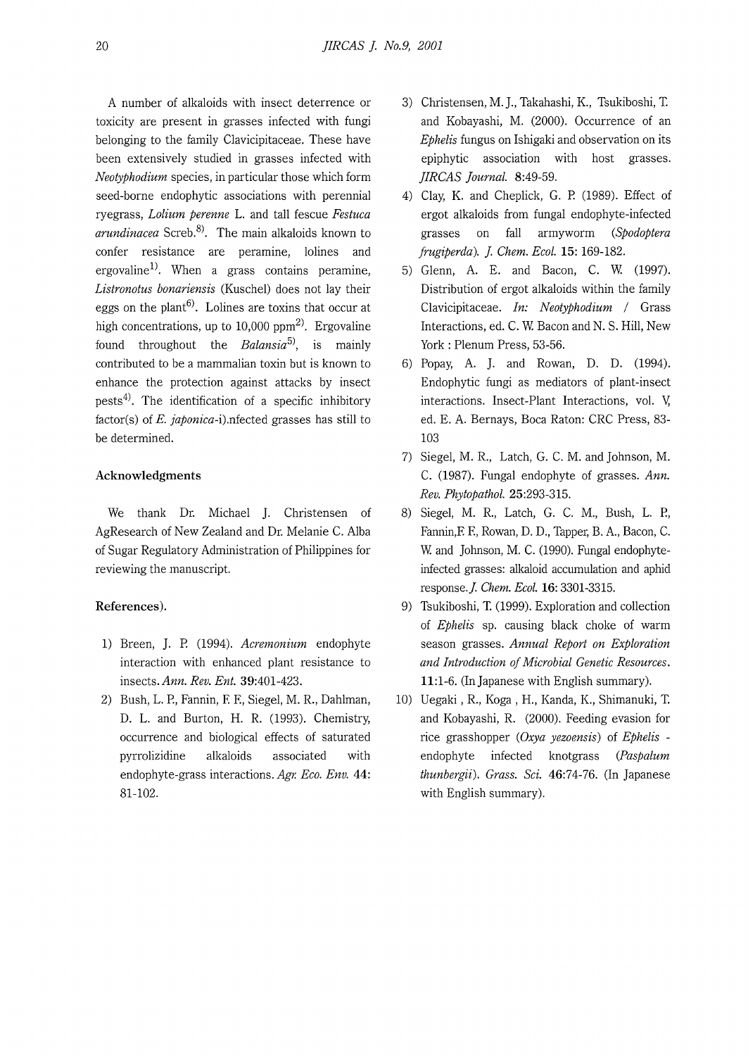A number of alkaloids with insect deterrence or toxicity are present in grasses infected with fungi belonging to the family Clavicipitaceae. These have been extensively studied in grasses infected with *Neotyphodium* species, in particular those which form seed-borne endophytic associations with perennial ryegrass, *Lolium perenne* L. and tall fescue *Festuca arundinacea* Screb.[8]. The main alkaloids known to confer resistance are peramine, lolines and ergovaline[1]. When a grass contains peramine, *Listronotus bonariensis* (Kuschel) does not lay their eggs on the plant[6]. Lolines are toxins that occur at high concentrations, up to 10,000 ppm[2]. Ergovaline found throughout the *Balansia*[5], is mainly contributed to be a mammalian toxin but is known to enhance the protection against attacks by insect pests[4]. The identification of a specific inhibitory factor(s) of *E. japonica*-i).nfected grasses has still to be determined.

### Acknowledgments

We thank Dr. Michael J. Christensen of AgResearch of New Zealand and Dr. Melanie C. Alba of Sugar Regulatory Administration of Philippines for reviewing the manuscript.

### References).

1) Breen, J. P. (1994). *Acremonium* endophyte interaction with enhanced plant resistance to insects. *Ann. Rev. Ent.* **39**:401-423.
2) Bush, L. P., Fannin, F. F., Siegel, M. R., Dahlman, D. L. and Burton, H. R. (1993). Chemistry, occurrence and biological effects of saturated pyrrolizidine alkaloids associated with endophyte-grass interactions. *Agr. Eco. Env.* **44**: 81-102.
3) Christensen, M. J., Takahashi, K., Tsukiboshi, T. and Kobayashi, M. (2000). Occurrence of an *Ephelis* fungus on Ishigaki and observation on its epiphytic association with host grasses. *JIRCAS Journal.* **8**:49-59.
4) Clay, K. and Cheplick, G. P. (1989). Effect of ergot alkaloids from fungal endophyte-infected grasses on fall armyworm (*Spodoptera frugiperda*). *J. Chem. Ecol.* **15**: 169-182.
5) Glenn, A. E. and Bacon, C. W. (1997). Distribution of ergot alkaloids within the family Clavicipitaceae. *In: Neotyphodium / Grass Interactions*, ed. C. W. Bacon and N. S. Hill, New York : Plenum Press, 53-56.
6) Popay, A. J. and Rowan, D. D. (1994). Endophytic fungi as mediators of plant-insect interactions. Insect-Plant Interactions, vol. V, ed. E. A. Bernays, Boca Raton: CRC Press, 83-103
7) Siegel, M. R., Latch, G. C. M. and Johnson, M. C. (1987). Fungal endophyte of grasses. *Ann. Rev. Phytopathol.* **25**:293-315.
8) Siegel, M. R., Latch, G. C. M., Bush, L. P., Fannin,F. F., Rowan, D. D., Tapper, B. A., Bacon, C. W. and Johnson, M. C. (1990). Fungal endophyte-infected grasses: alkaloid accumulation and aphid response. *J. Chem. Ecol.* **16**: 3301-3315.
9) Tsukiboshi, T. (1999). Exploration and collection of *Ephelis* sp. causing black choke of warm season grasses. *Annual Report on Exploration and Introduction of Microbial Genetic Resources*. **11**:1-6. (In Japanese with English summary).
10) Uegaki , R., Koga , H., Kanda, K., Shimanuki, T. and Kobayashi, R. (2000). Feeding evasion for rice grasshopper (*Oxya yezoensis*) of *Ephelis* - endophyte infected knotgrass (*Paspalum thunbergii*). *Grass. Sci.* **46**:74-76. (In Japanese with English summary).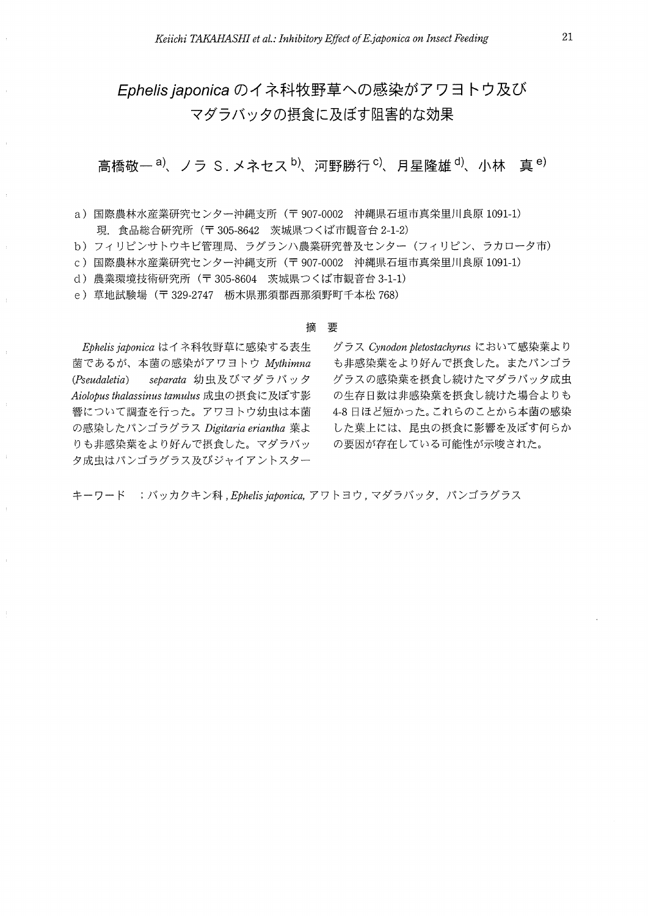# *Ephelis japonica* のイネ科牧野草への感染がアワヨトウ及びマダラバッタの摂食に及ぼす阻害的な効果

高橋敬一[a]、ノラ S. メネセス[b]、河野勝行[c]、月星隆雄[d]、小林　真[e]

a）国際農林水産業研究センター沖縄支所（〒907-0002　沖縄県石垣市真栄里川良原 1091-1）
　 現. 食品総合研究所（〒305-8642　茨城県つくば市観音台 2-1-2）

b）フィリピンサトウキビ管理局、ラグランハ農業研究普及センター（フィリピン、ラカロータ市）

c）国際農林水産業研究センター沖縄支所（〒907-0002　沖縄県石垣市真栄里川良原 1091-1）

d）農業環境技術研究所（〒305-8604　茨城県つくば市観音台 3-1-1）

e）草地試験場（〒329-2747　栃木県那須郡西那須野町千本松 768）

## 摘　要

*Ephelis japonica* はイネ科牧野草に感染する表生菌であるが、本菌の感染がアワヨトウ *Mythimna (Pseudaletia) separata* 幼虫及びマダラバッタ *Aiolopus thalassinus tamulus* 成虫の摂食に及ぼす影響について調査を行った。アワヨトウ幼虫は本菌の感染したパンゴラグラス *Digitaria eriantha* 葉よりも非感染葉をより好んで摂食した。マダラバッタ成虫はパンゴラグラス及びジャイアントスターグラス *Cynodon pletostachyrus* において感染葉よりも非感染葉をより好んで摂食した。またパンゴラグラスの感染葉を摂食し続けたマダラバッタ成虫の生存日数は非感染葉を摂食し続けた場合よりも 4-8 日ほど短かった。これらのことから本菌の感染した葉上には、昆虫の摂食に影響を及ぼす何らかの要因が存在している可能性が示唆された。

キーワード　；バッカクキン科 , *Ephelis japonica,* アワトヨウ , マダラバッタ，パンゴラグラス